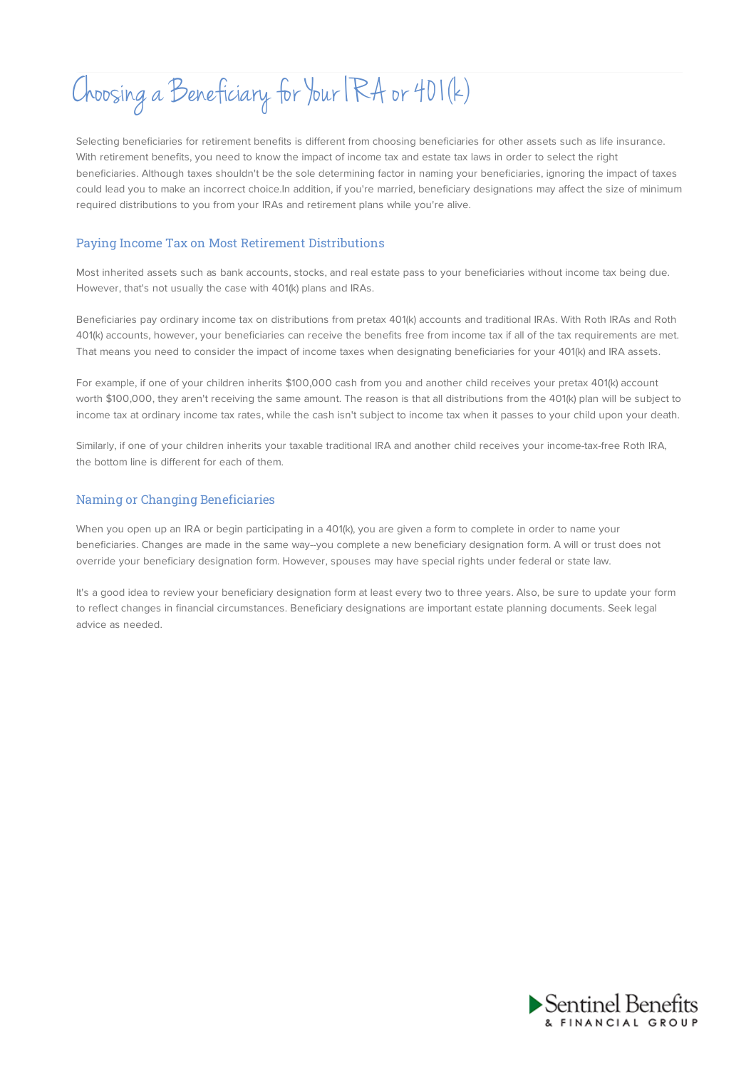# Choosing a Beneficiary for Your IRA or 401(k)

Selecting beneficiaries for retirement benefits is different from choosing beneficiaries for other assets such as life insurance. With retirement benefits, you need to know the impact of income tax and estate tax laws in order to select the right beneficiaries. Although taxes shouldn't be the sole determining factor in naming your beneficiaries, ignoring the impact of taxes could lead you to make an incorrect choice.In addition, if you're married, beneficiary designations may affect the size of minimum required distributions to you from your IRAs and retirement plans while you're alive.

## Paying Income Tax on Most Retirement Distributions

Most inherited assets such as bank accounts, stocks, and real estate pass to your beneficiaries without income tax being due. However, that's not usually the case with 401(k) plans and IRAs.

Beneficiaries pay ordinary income tax on distributions from pretax 401(k) accounts and traditional IRAs. With Roth IRAs and Roth 401(k) accounts, however, your beneficiaries can receive the benefits free from income tax if all of the tax requirements are met. That means you need to consider the impact of income taxes when designating beneficiaries for your 401(k) and IRA assets.

For example, if one of your children inherits $100,000 cash from you and another child receives your pretax 401(k) account worth $100,000, they aren't receiving the same amount. The reason is that all distributions from the 401(k) plan will be subject to income tax at ordinary income tax rates, while the cash isn't subject to income tax when it passes to your child upon your death.

Similarly, if one of your children inherits your taxable traditional IRA and another child receives your income-tax-free Roth IRA, the bottom line is different for each of them.

## Naming or Changing Beneficiaries

When you open up an IRA or begin participating in a 401(k), you are given a form to complete in order to name your beneficiaries. Changes are made in the same way--you complete a new beneficiary designation form. A will or trust does not override your beneficiary designation form. However, spouses may have special rights under federal or state law.

It's a good idea to review your beneficiary designation form at least every two to three years. Also, be sure to update your form to reflect changes in financial circumstances. Beneficiary designations are important estate planning documents. Seek legal advice as needed.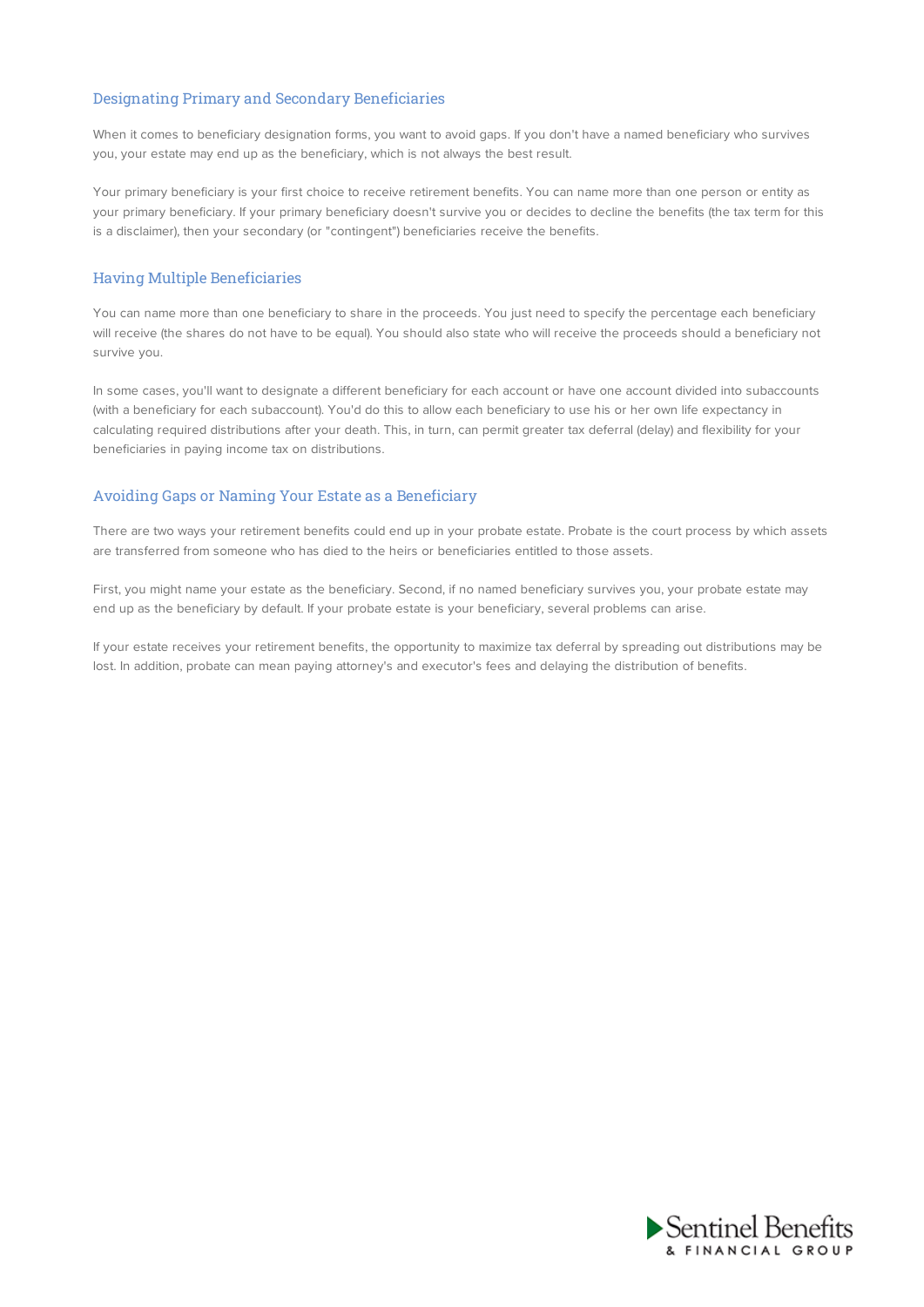## Designating Primary and Secondary Beneficiaries

When it comes to beneficiary designation forms, you want to avoid gaps. If you don't have a named beneficiary who survives you, your estate may end up as the beneficiary, which is not always the best result.

Your primary beneficiary is your first choice to receive retirement benefits. You can name more than one person or entity as your primary beneficiary. If your primary beneficiary doesn't survive you or decides to decline the benefits (the tax term for this is a disclaimer), then your secondary (or "contingent") beneficiaries receive the benefits.

## Having Multiple Beneficiaries

You can name more than one beneficiary to share in the proceeds. You just need to specify the percentage each beneficiary will receive (the shares do not have to be equal). You should also state who will receive the proceeds should a beneficiary not survive you.

In some cases, you'll want to designate a different beneficiary for each account or have one account divided into subaccounts (with a beneficiary for each subaccount). You'd do this to allow each beneficiary to use his or her own life expectancy in calculating required distributions after your death. This, in turn, can permit greater tax deferral (delay) and flexibility for your beneficiaries in paying income tax on distributions.

## Avoiding Gaps or Naming Your Estate as a Beneficiary

There are two ways your retirement benefits could end up in your probate estate. Probate is the court process by which assets are transferred from someone who has died to the heirs or beneficiaries entitled to those assets.

First, you might name your estate as the beneficiary. Second, if no named beneficiary survives you, your probate estate may end up as the beneficiary by default. If your probate estate is your beneficiary, several problems can arise.

If your estate receives your retirement benefits, the opportunity to maximize tax deferral by spreading out distributions may be lost. In addition, probate can mean paying attorney's and executor's fees and delaying the distribution of benefits.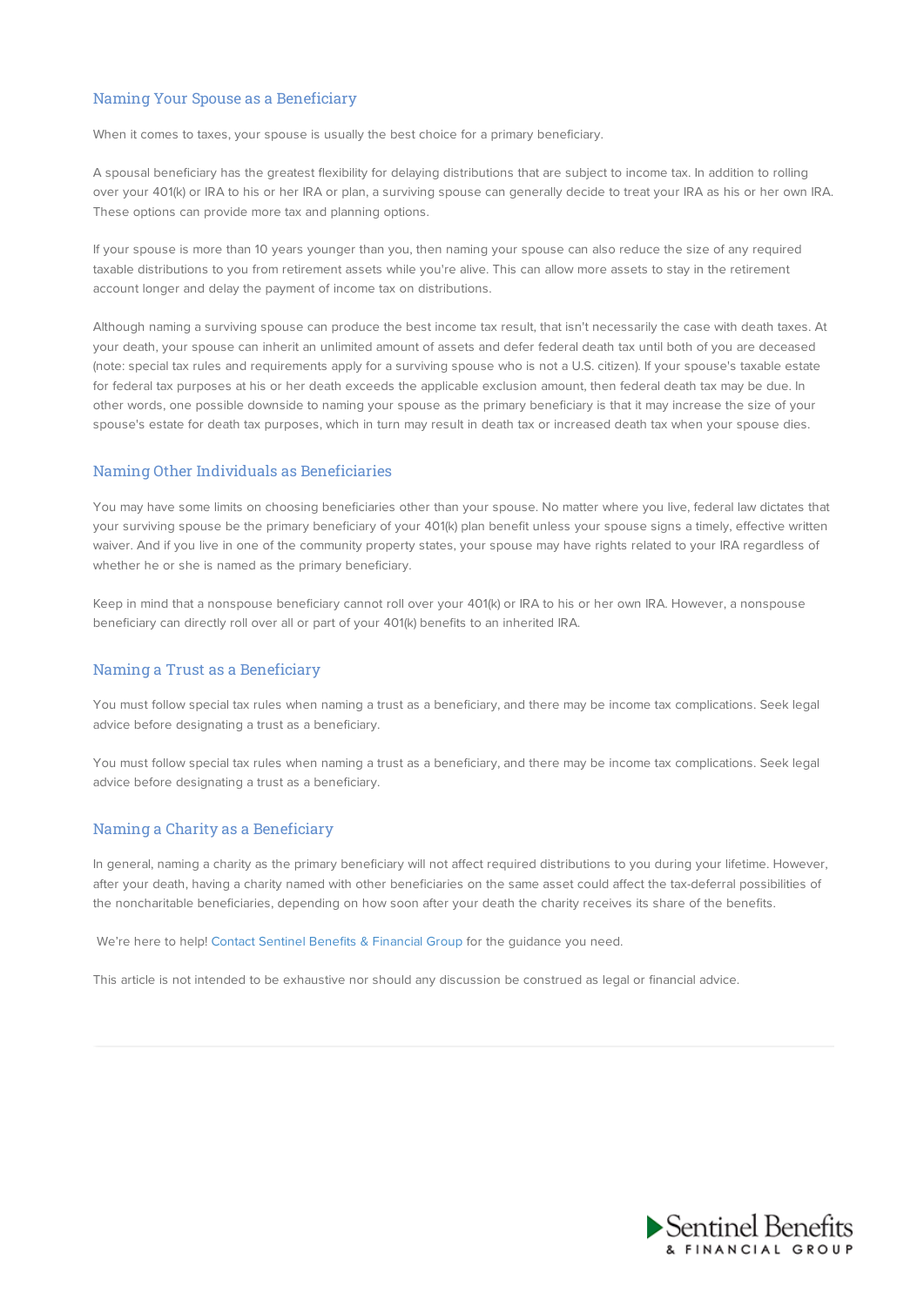## Naming Your Spouse as a Beneficiary

When it comes to taxes, your spouse is usually the best choice for a primary beneficiary.

A spousal beneficiary has the greatest flexibility for delaying distributions that are subject to income tax. In addition to rolling over your 401(k) or IRA to his or her IRA or plan, a surviving spouse can generally decide to treat your IRA as his or her own IRA. These options can provide more tax and planning options.

If your spouse is more than 10 years younger than you, then naming your spouse can also reduce the size of any required taxable distributions to you from retirement assets while you're alive. This can allow more assets to stay in the retirement account longer and delay the payment of income tax on distributions.

Although naming a surviving spouse can produce the best income tax result, that isn't necessarily the case with death taxes. At your death, your spouse can inherit an unlimited amount of assets and defer federal death tax until both of you are deceased (note: special tax rules and requirements apply for a surviving spouse who is not a U.S. citizen). If your spouse's taxable estate for federal tax purposes at his or her death exceeds the applicable exclusion amount, then federal death tax may be due. In other words, one possible downside to naming your spouse as the primary beneficiary is that it may increase the size of your spouse's estate for death tax purposes, which in turn may result in death tax or increased death tax when your spouse dies.

## Naming Other Individuals as Beneficiaries

You may have some limits on choosing beneficiaries other than your spouse. No matter where you live, federal law dictates that your surviving spouse be the primary beneficiary of your 401(k) plan benefit unless your spouse signs a timely, effective written waiver. And if you live in one of the community property states, your spouse may have rights related to your IRA regardless of whether he or she is named as the primary beneficiary.

Keep in mind that a nonspouse beneficiary cannot roll over your 401(k) or IRA to his or her own IRA. However, a nonspouse beneficiary can directly roll over all or part of your 401(k) benefits to an inherited IRA.

## Naming a Trust as a Beneficiary

You must follow special tax rules when naming a trust as a beneficiary, and there may be income tax complications. Seek legal advice before designating a trust as a beneficiary.

You must follow special tax rules when naming a trust as a beneficiary, and there may be income tax complications. Seek legal advice before designating a trust as a beneficiary.

## Naming a Charity as a Beneficiary

In general, naming a charity as the primary beneficiary will not affect required distributions to you during your lifetime. However, after your death, having a charity named with other beneficiaries on the same asset could affect the tax-deferral possibilities of the noncharitable beneficiaries, depending on how soon after your death the charity receives its share of the benefits.

We're here to help! Contact Sentinel Benefits & Financial Group for the guidance you need.

This article is not intended to be exhaustive nor should any discussion be construed as legal or financial advice.